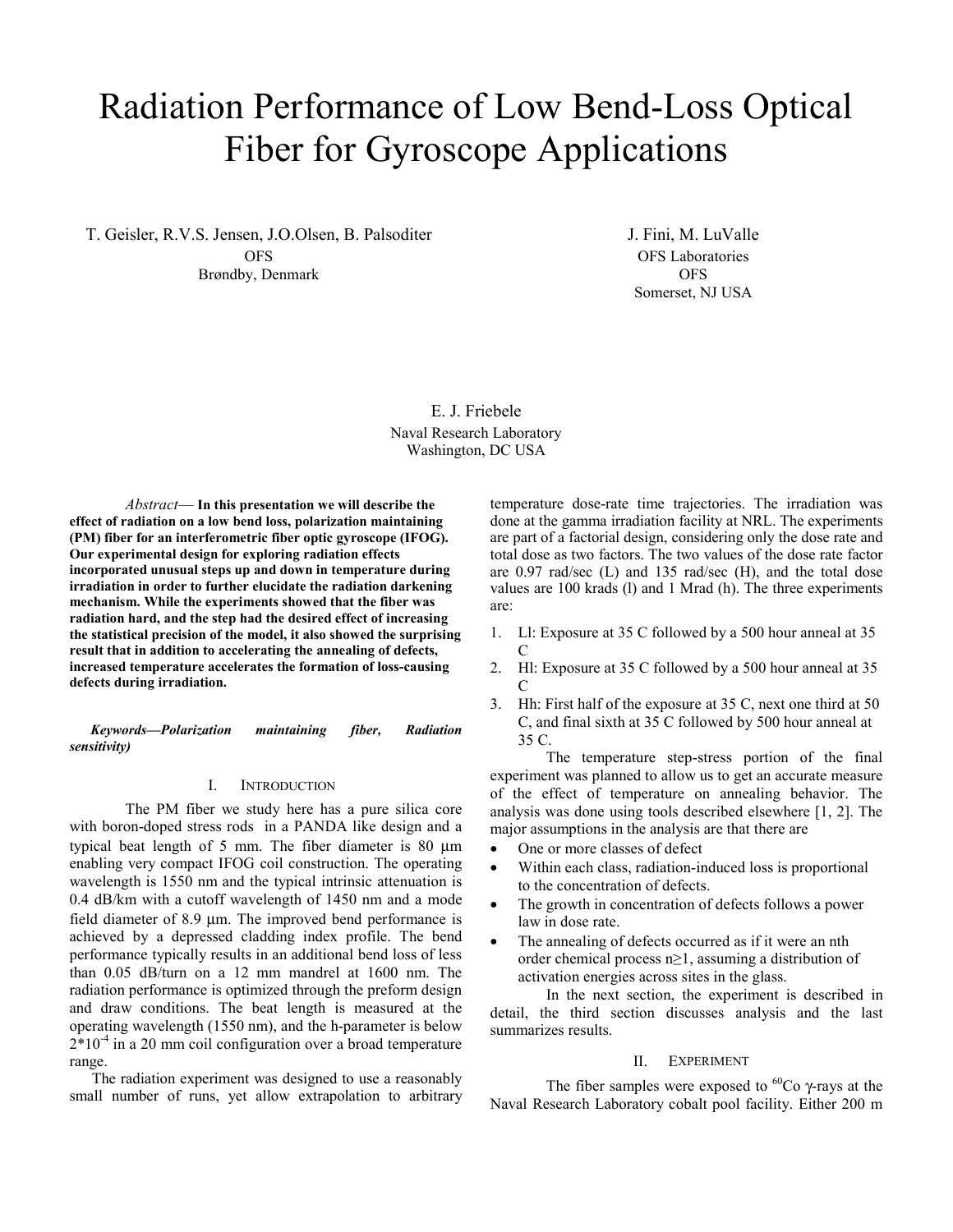# Radiation Performance of Low Bend-Loss Optical Fiber for Gyroscope Applications

T. Geisler, R.V.S. Jensen, J.O.Olsen, B. Palsoditer
OFS
Brøndby, Denmark

J. Fini, M. LuValle
OFS Laboratories
OFS
Somerset, NJ USA

E. J. Friebele
Naval Research Laboratory
Washington, DC USA

*Abstract*— **In this presentation we will describe the effect of radiation on a low bend loss, polarization maintaining (PM) fiber for an interferometric fiber optic gyroscope (IFOG). Our experimental design for exploring radiation effects incorporated unusual steps up and down in temperature during irradiation in order to further elucidate the radiation darkening mechanism. While the experiments showed that the fiber was radiation hard, and the step had the desired effect of increasing the statistical precision of the model, it also showed the surprising result that in addition to accelerating the annealing of defects, increased temperature accelerates the formation of loss-causing defects during irradiation.**

***Keywords—Polarization maintaining fiber, Radiation sensitivity)***

## I. Introduction

The PM fiber we study here has a pure silica core with boron-doped stress rods in a PANDA like design and a typical beat length of 5 mm. The fiber diameter is 80 µm enabling very compact IFOG coil construction. The operating wavelength is 1550 nm and the typical intrinsic attenuation is 0.4 dB/km with a cutoff wavelength of 1450 nm and a mode field diameter of 8.9 µm. The improved bend performance is achieved by a depressed cladding index profile. The bend performance typically results in an additional bend loss of less than 0.05 dB/turn on a 12 mm mandrel at 1600 nm. The radiation performance is optimized through the preform design and draw conditions. The beat length is measured at the operating wavelength (1550 nm), and the h-parameter is below $2*10^{-4}$ in a 20 mm coil configuration over a broad temperature range.

The radiation experiment was designed to use a reasonably small number of runs, yet allow extrapolation to arbitrary temperature dose-rate time trajectories. The irradiation was done at the gamma irradiation facility at NRL. The experiments are part of a factorial design, considering only the dose rate and total dose as two factors. The two values of the dose rate factor are 0.97 rad/sec (L) and 135 rad/sec (H), and the total dose values are 100 krads (l) and 1 Mrad (h). The three experiments are:

1. Ll: Exposure at 35 C followed by a 500 hour anneal at 35 C
2. Hl: Exposure at 35 C followed by a 500 hour anneal at 35 C
3. Hh: First half of the exposure at 35 C, next one third at 50 C, and final sixth at 35 C followed by 500 hour anneal at 35 C.

The temperature step-stress portion of the final experiment was planned to allow us to get an accurate measure of the effect of temperature on annealing behavior. The analysis was done using tools described elsewhere [1, 2]. The major assumptions in the analysis are that there are

- One or more classes of defect
- Within each class, radiation-induced loss is proportional to the concentration of defects.
- The growth in concentration of defects follows a power law in dose rate.
- The annealing of defects occurred as if it were an nth order chemical process $n \geq 1$, assuming a distribution of activation energies across sites in the glass.

In the next section, the experiment is described in detail, the third section discusses analysis and the last summarizes results.

## II. Experiment

The fiber samples were exposed to $^{60}Co$ γ-rays at the Naval Research Laboratory cobalt pool facility. Either 200 m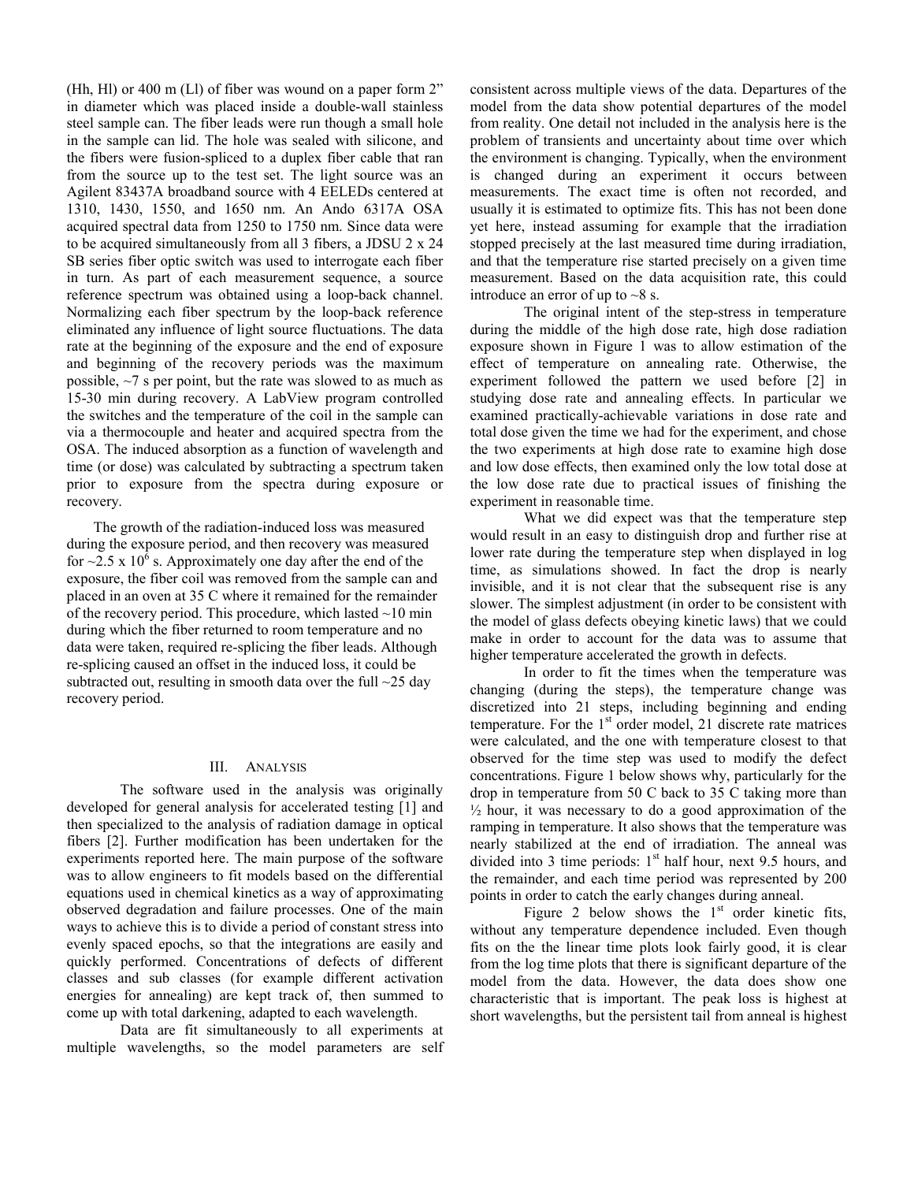(Hh, Hl) or 400 m (Ll) of fiber was wound on a paper form 2" in diameter which was placed inside a double-wall stainless steel sample can. The fiber leads were run though a small hole in the sample can lid. The hole was sealed with silicone, and the fibers were fusion-spliced to a duplex fiber cable that ran from the source up to the test set. The light source was an Agilent 83437A broadband source with 4 EELEDs centered at 1310, 1430, 1550, and 1650 nm. An Ando 6317A OSA acquired spectral data from 1250 to 1750 nm. Since data were to be acquired simultaneously from all 3 fibers, a JDSU 2 x 24 SB series fiber optic switch was used to interrogate each fiber in turn. As part of each measurement sequence, a source reference spectrum was obtained using a loop-back channel. Normalizing each fiber spectrum by the loop-back reference eliminated any influence of light source fluctuations. The data rate at the beginning of the exposure and the end of exposure and beginning of the recovery periods was the maximum possible, ~7 s per point, but the rate was slowed to as much as 15-30 min during recovery. A LabView program controlled the switches and the temperature of the coil in the sample can via a thermocouple and heater and acquired spectra from the OSA. The induced absorption as a function of wavelength and time (or dose) was calculated by subtracting a spectrum taken prior to exposure from the spectra during exposure or recovery.

The growth of the radiation-induced loss was measured during the exposure period, and then recovery was measured for ~2.5 x $10^6$ s. Approximately one day after the end of the exposure, the fiber coil was removed from the sample can and placed in an oven at 35 C where it remained for the remainder of the recovery period. This procedure, which lasted ~10 min during which the fiber returned to room temperature and no data were taken, required re-splicing the fiber leads. Although re-splicing caused an offset in the induced loss, it could be subtracted out, resulting in smooth data over the full ~25 day recovery period.

## III. Analysis

The software used in the analysis was originally developed for general analysis for accelerated testing [1] and then specialized to the analysis of radiation damage in optical fibers [2]. Further modification has been undertaken for the experiments reported here. The main purpose of the software was to allow engineers to fit models based on the differential equations used in chemical kinetics as a way of approximating observed degradation and failure processes. One of the main ways to achieve this is to divide a period of constant stress into evenly spaced epochs, so that the integrations are easily and quickly performed. Concentrations of defects of different classes and sub classes (for example different activation energies for annealing) are kept track of, then summed to come up with total darkening, adapted to each wavelength.

Data are fit simultaneously to all experiments at multiple wavelengths, so the model parameters are self consistent across multiple views of the data. Departures of the model from the data show potential departures of the model from reality. One detail not included in the analysis here is the problem of transients and uncertainty about time over which the environment is changing. Typically, when the environment is changed during an experiment it occurs between measurements. The exact time is often not recorded, and usually it is estimated to optimize fits. This has not been done yet here, instead assuming for example that the irradiation stopped precisely at the last measured time during irradiation, and that the temperature rise started precisely on a given time measurement. Based on the data acquisition rate, this could introduce an error of up to ~8 s.

The original intent of the step-stress in temperature during the middle of the high dose rate, high dose radiation exposure shown in Figure 1 was to allow estimation of the effect of temperature on annealing rate. Otherwise, the experiment followed the pattern we used before [2] in studying dose rate and annealing effects. In particular we examined practically-achievable variations in dose rate and total dose given the time we had for the experiment, and chose the two experiments at high dose rate to examine high dose and low dose effects, then examined only the low total dose at the low dose rate due to practical issues of finishing the experiment in reasonable time.

What we did expect was that the temperature step would result in an easy to distinguish drop and further rise at lower rate during the temperature step when displayed in log time, as simulations showed. In fact the drop is nearly invisible, and it is not clear that the subsequent rise is any slower. The simplest adjustment (in order to be consistent with the model of glass defects obeying kinetic laws) that we could make in order to account for the data was to assume that higher temperature accelerated the growth in defects.

In order to fit the times when the temperature was changing (during the steps), the temperature change was discretized into 21 steps, including beginning and ending temperature. For the 1st order model, 21 discrete rate matrices were calculated, and the one with temperature closest to that observed for the time step was used to modify the defect concentrations. Figure 1 below shows why, particularly for the drop in temperature from 50 C back to 35 C taking more than ½ hour, it was necessary to do a good approximation of the ramping in temperature. It also shows that the temperature was nearly stabilized at the end of irradiation. The anneal was divided into 3 time periods: 1st half hour, next 9.5 hours, and the remainder, and each time period was represented by 200 points in order to catch the early changes during anneal.

Figure 2 below shows the 1st order kinetic fits, without any temperature dependence included. Even though fits on the linear time plots look fairly good, it is clear from the log time plots that there is significant departure of the model from the data. However, the data does show one characteristic that is important. The peak loss is highest at short wavelengths, but the persistent tail from anneal is highest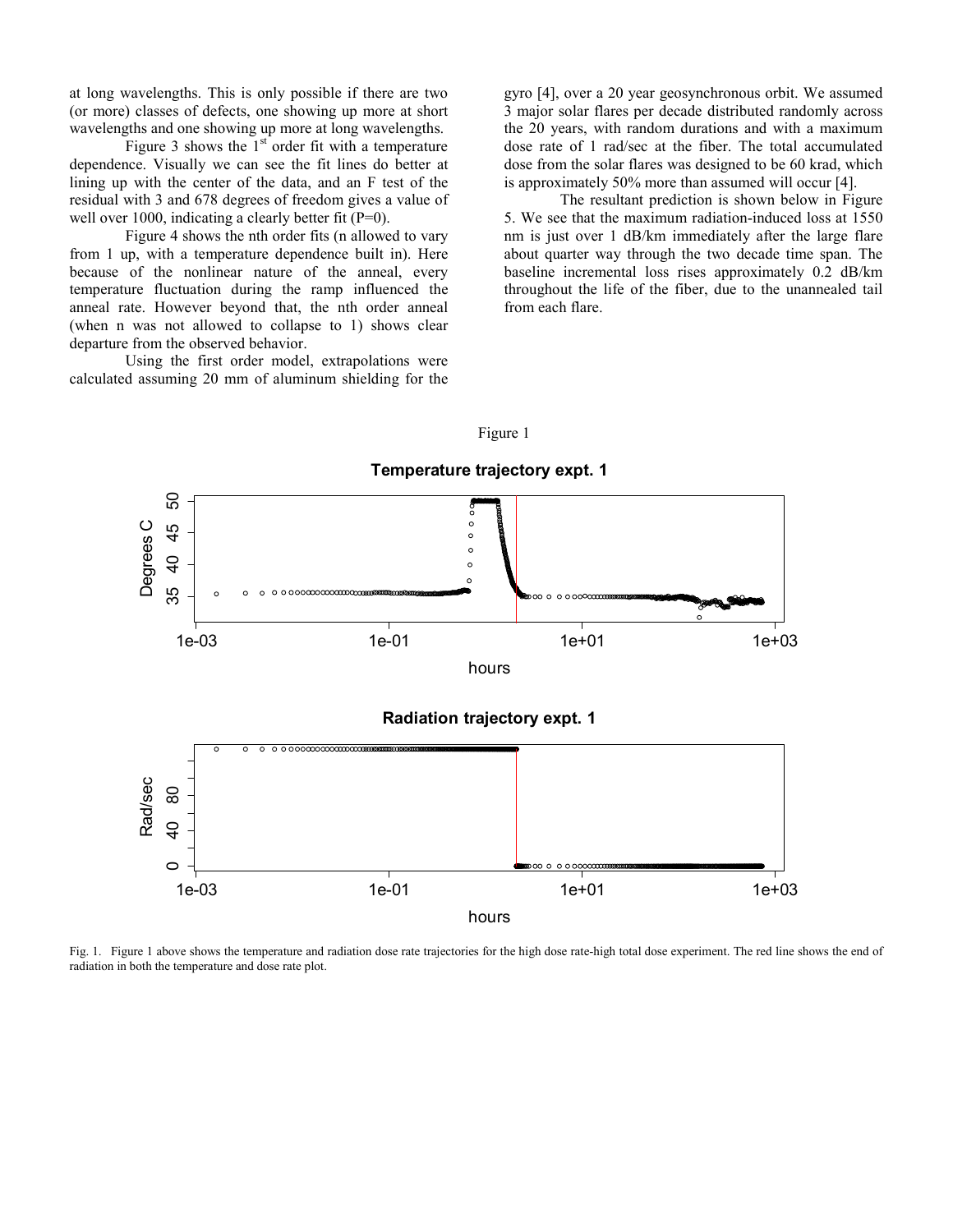at long wavelengths. This is only possible if there are two (or more) classes of defects, one showing up more at short wavelengths and one showing up more at long wavelengths.

Figure 3 shows the 1st order fit with a temperature dependence. Visually we can see the fit lines do better at lining up with the center of the data, and an F test of the residual with 3 and 678 degrees of freedom gives a value of well over 1000, indicating a clearly better fit (P=0).

Figure 4 shows the nth order fits (n allowed to vary from 1 up, with a temperature dependence built in). Here because of the nonlinear nature of the anneal, every temperature fluctuation during the ramp influenced the anneal rate. However beyond that, the nth order anneal (when n was not allowed to collapse to 1) shows clear departure from the observed behavior.

Using the first order model, extrapolations were calculated assuming 20 mm of aluminum shielding for the gyro [4], over a 20 year geosynchronous orbit. We assumed 3 major solar flares per decade distributed randomly across the 20 years, with random durations and with a maximum dose rate of 1 rad/sec at the fiber. The total accumulated dose from the solar flares was designed to be 60 krad, which is approximately 50% more than assumed will occur [4].

The resultant prediction is shown below in Figure 5. We see that the maximum radiation-induced loss at 1550 nm is just over 1 dB/km immediately after the large flare about quarter way through the two decade time span. The baseline incremental loss rises approximately 0.2 dB/km throughout the life of the fiber, due to the unannealed tail from each flare.

Figure 1

Fig. 1. Figure 1 above shows the temperature and radiation dose rate trajectories for the high dose rate-high total dose experiment. The red line shows the end of radiation in both the temperature and dose rate plot.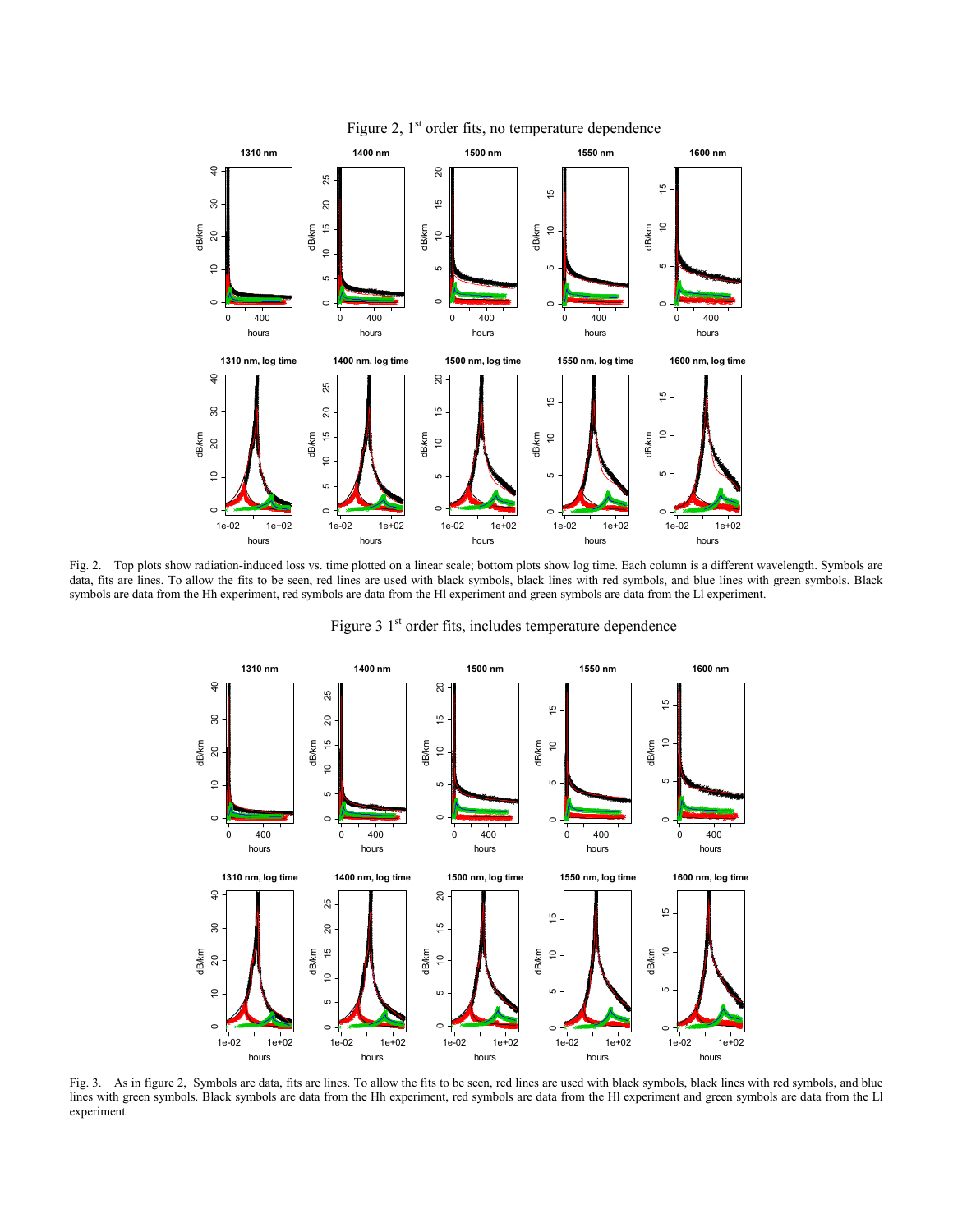Figure 2, 1[st] order fits, no temperature dependence

Fig. 2. Top plots show radiation-induced loss vs. time plotted on a linear scale; bottom plots show log time. Each column is a different wavelength. Symbols are data, fits are lines. To allow the fits to be seen, red lines are used with black symbols, black lines with red symbols, and blue lines with green symbols. Black symbols are data from the Hh experiment, red symbols are data from the Hl experiment and green symbols are data from the Ll experiment.

Figure 3 1[st] order fits, includes temperature dependence

Fig. 3. As in figure 2, Symbols are data, fits are lines. To allow the fits to be seen, red lines are used with black symbols, black lines with red symbols, and blue lines with green symbols. Black symbols are data from the Hh experiment, red symbols are data from the Hl experiment and green symbols are data from the Ll experiment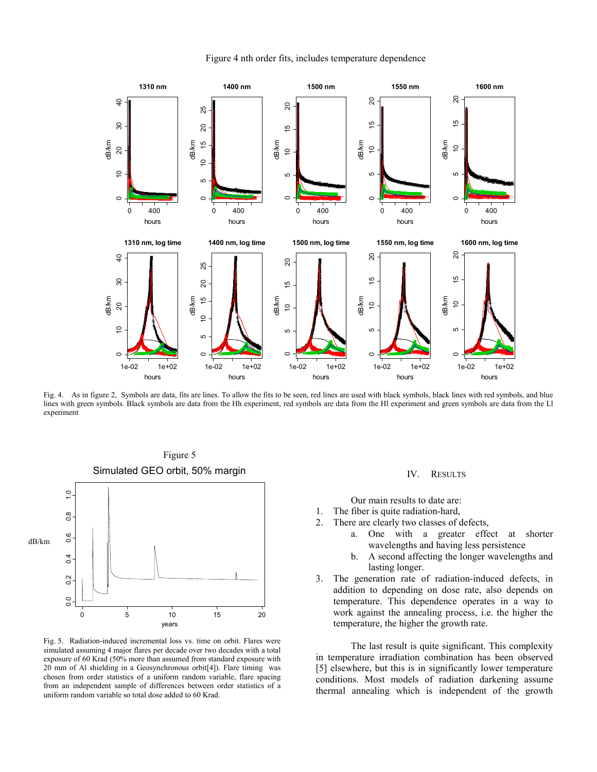Figure 4 nth order fits, includes temperature dependence

Fig. 4. As in figure 2, Symbols are data, fits are lines. To allow the fits to be seen, red lines are used with black symbols, black lines with red symbols, and blue lines with green symbols. Black symbols are data from the Hh experiment, red symbols are data from the Hl experiment and green symbols are data from the Ll experiment

Figure 5

Fig. 5. Radiation-induced incremental loss vs. time on orbit. Flares were simulated assuming 4 major flares per decade over two decades with a total exposure of 60 Krad (50% more than assumed from standard exposure with 20 mm of Al shielding in a Geosynchronous orbit[4]). Flare timing was chosen from order statistics of a uniform random variable, flare spacing from an independent sample of differences between order statistics of a uniform random variable so total dose added to 60 Krad.

## IV. Results

Our main results to date are:

1. The fiber is quite radiation-hard,
2. There are clearly two classes of defects,
   a. One with a greater effect at shorter wavelengths and having less persistence
   b. A second affecting the longer wavelengths and lasting longer.
3. The generation rate of radiation-induced defects, in addition to depending on dose rate, also depends on temperature. This dependence operates in a way to work against the annealing process, i.e. the higher the temperature, the higher the growth rate.

The last result is quite significant. This complexity in temperature irradiation combination has been observed [5] elsewhere, but this is in significantly lower temperature conditions. Most models of radiation darkening assume thermal annealing which is independent of the growth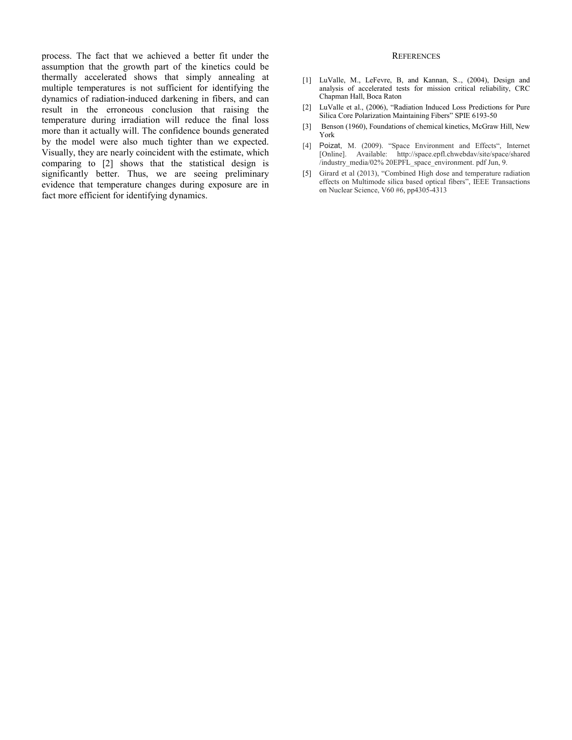process. The fact that we achieved a better fit under the assumption that the growth part of the kinetics could be thermally accelerated shows that simply annealing at multiple temperatures is not sufficient for identifying the dynamics of radiation-induced darkening in fibers, and can result in the erroneous conclusion that raising the temperature during irradiation will reduce the final loss more than it actually will. The confidence bounds generated by the model were also much tighter than we expected. Visually, they are nearly coincident with the estimate, which comparing to [2] shows that the statistical design is significantly better. Thus, we are seeing preliminary evidence that temperature changes during exposure are in fact more efficient for identifying dynamics.

## References

[1] LuValle, M., LeFevre, B, and Kannan, S.., (2004), Design and analysis of accelerated tests for mission critical reliability, CRC Chapman Hall, Boca Raton

[2] LuValle et al., (2006), "Radiation Induced Loss Predictions for Pure Silica Core Polarization Maintaining Fibers" SPIE 6193-50

[3] Benson (1960), Foundations of chemical kinetics, McGraw Hill, New York

[4] Poizat, M. (2009). "Space Environment and Effects", Internet [Online]. Available: http://space.epfl.chwebdav/site/space/shared /industry_media/02% 20EPFL_space_environment. pdf Jun, 9.

[5] Girard et al (2013), "Combined High dose and temperature radiation effects on Multimode silica based optical fibers", IEEE Transactions on Nuclear Science, V60 #6, pp4305-4313